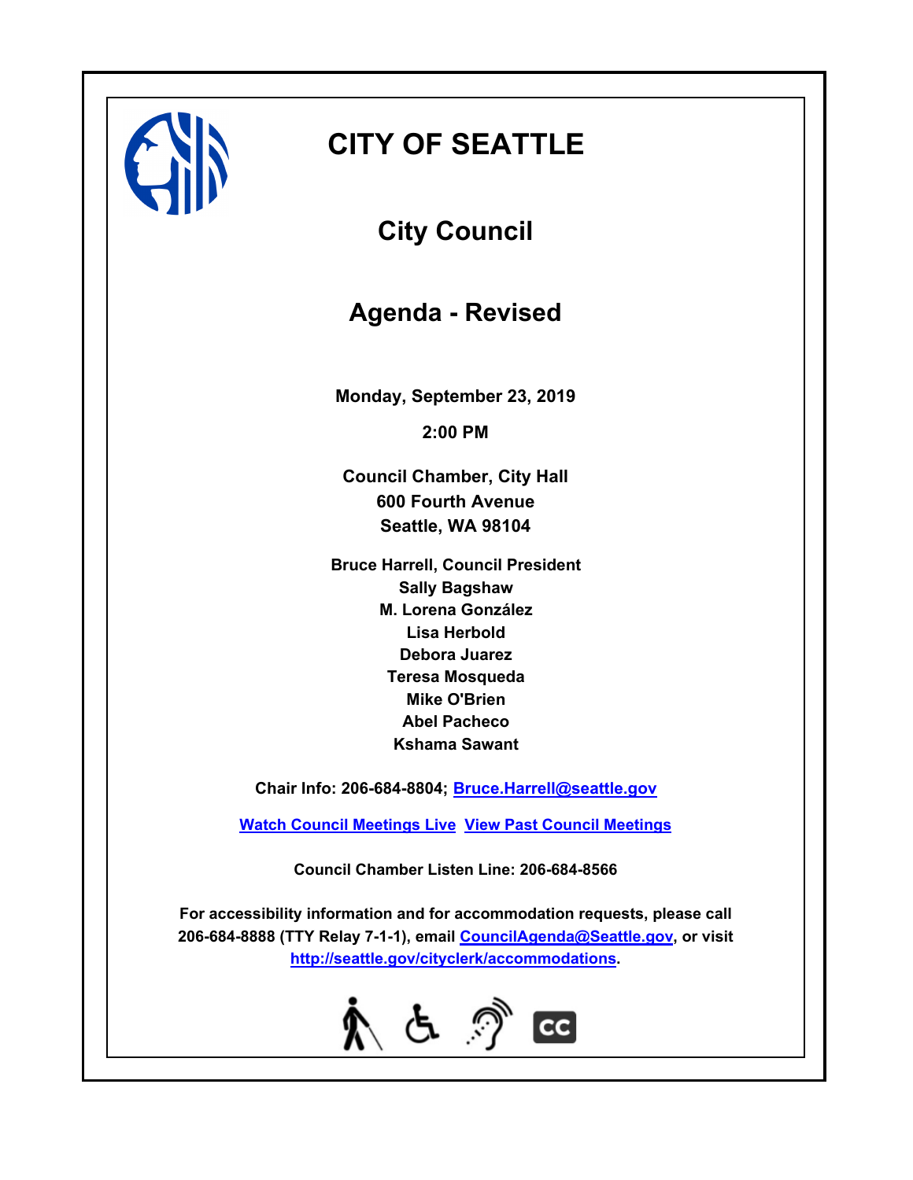# CITY OF SEATTLE

## City Council

## Agenda - Revised

**Monday, September 23, 2019**

**2:00 PM**

**Council Chamber, City Hall**
**600 Fourth Avenue**
**Seattle, WA 98104**

**Bruce Harrell, Council President**
**Sally Bagshaw**
**M. Lorena González**
**Lisa Herbold**
**Debora Juarez**
**Teresa Mosqueda**
**Mike O'Brien**
**Abel Pacheco**
**Kshama Sawant**

**Chair Info: 206-684-8804; Bruce.Harrell@seattle.gov**

**Watch Council Meetings Live  View Past Council Meetings**

**Council Chamber Listen Line: 206-684-8566**

**For accessibility information and for accommodation requests, please call 206-684-8888 (TTY Relay 7-1-1), email CouncilAgenda@Seattle.gov, or visit http://seattle.gov/cityclerk/accommodations.**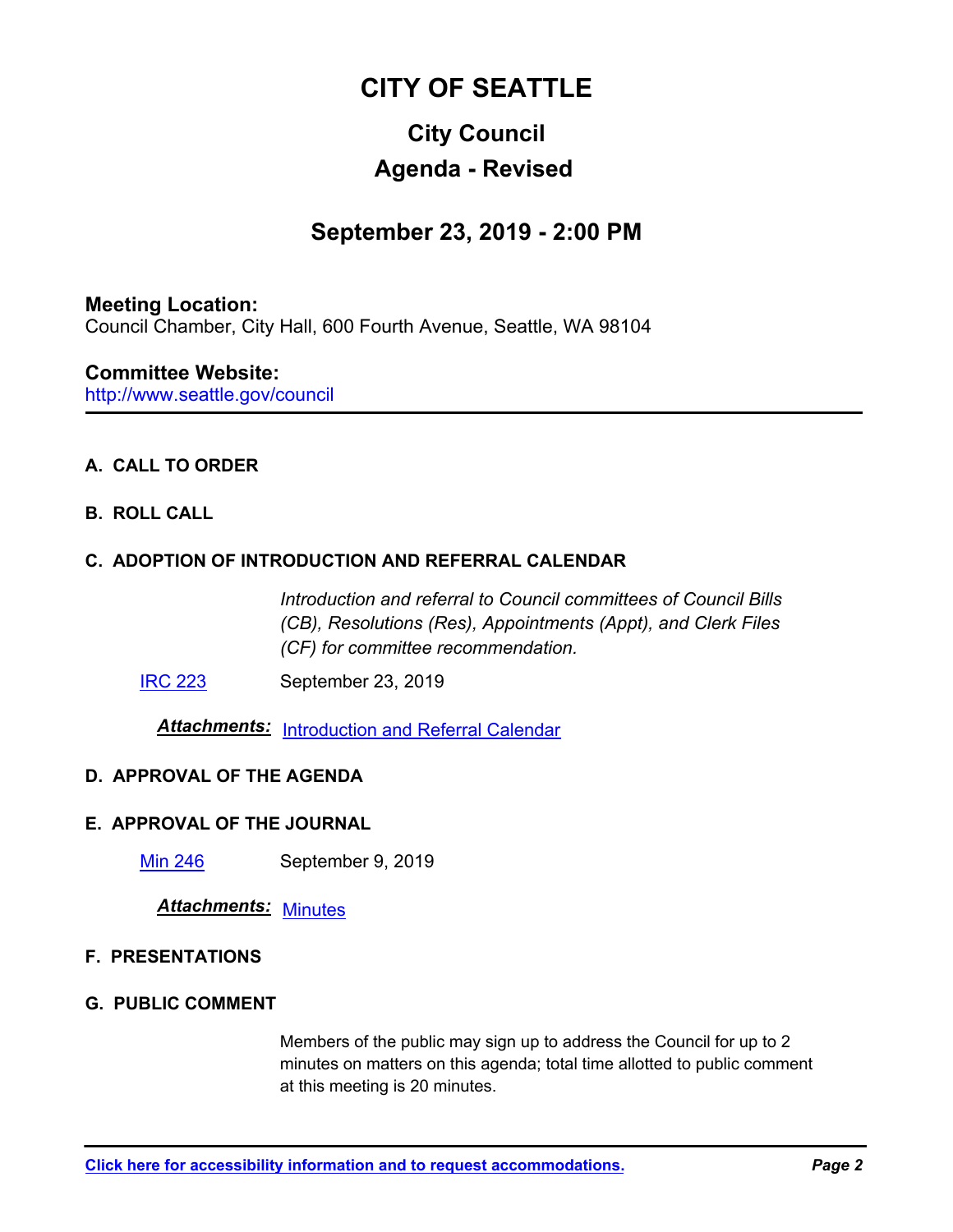# CITY OF SEATTLE

## City Council

## Agenda - Revised

## September 23, 2019 - 2:00 PM

**Meeting Location:**
Council Chamber, City Hall, 600 Fourth Avenue, Seattle, WA 98104

**Committee Website:**
http://www.seattle.gov/council

---

**A. CALL TO ORDER**

**B. ROLL CALL**

**C. ADOPTION OF INTRODUCTION AND REFERRAL CALENDAR**

*Introduction and referral to Council committees of Council Bills (CB), Resolutions (Res), Appointments (Appt), and Clerk Files (CF) for committee recommendation.*

IRC 223 September 23, 2019

***Attachments:*** Introduction and Referral Calendar

**D. APPROVAL OF THE AGENDA**

**E. APPROVAL OF THE JOURNAL**

Min 246 September 9, 2019

***Attachments:*** Minutes

**F. PRESENTATIONS**

**G. PUBLIC COMMENT**

Members of the public may sign up to address the Council for up to 2 minutes on matters on this agenda; total time allotted to public comment at this meeting is 20 minutes.

**Click here for accessibility information and to request accommodations.**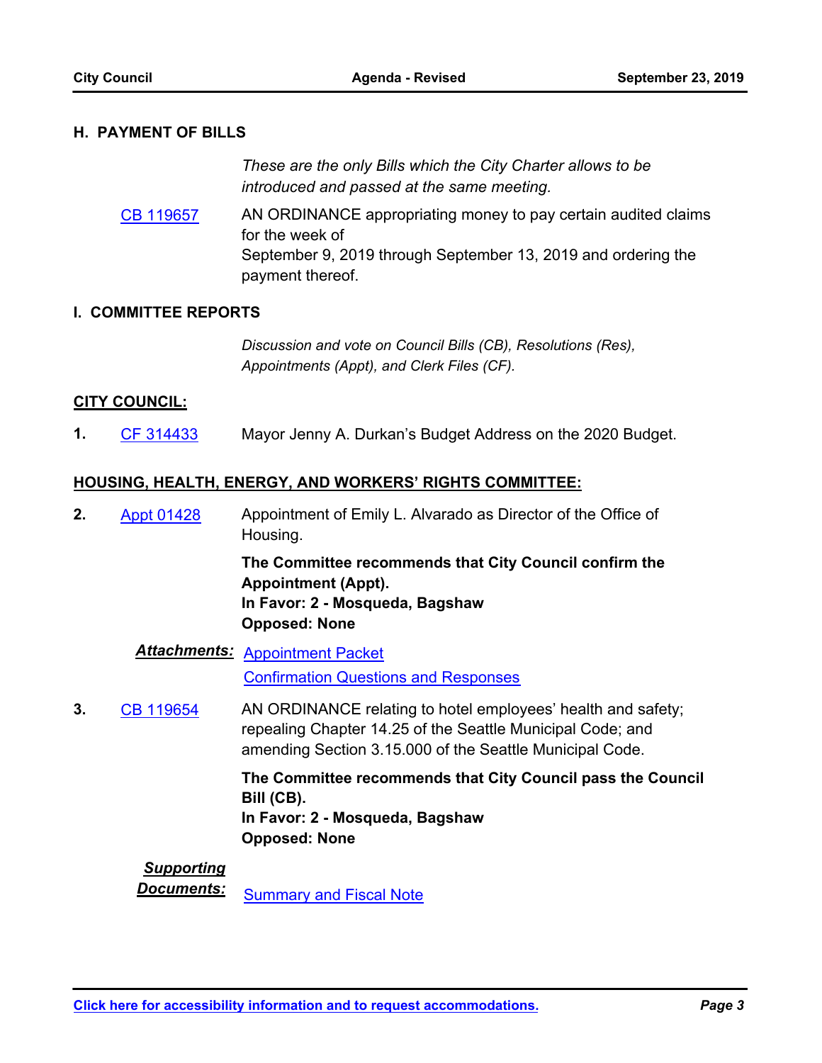## H. PAYMENT OF BILLS

*These are the only Bills which the City Charter allows to be introduced and passed at the same meeting.*

CB 119657 — AN ORDINANCE appropriating money to pay certain audited claims for the week of September 9, 2019 through September 13, 2019 and ordering the payment thereof.

## I. COMMITTEE REPORTS

*Discussion and vote on Council Bills (CB), Resolutions (Res), Appointments (Appt), and Clerk Files (CF).*

### CITY COUNCIL:

**1.** CF 314433 — Mayor Jenny A. Durkan's Budget Address on the 2020 Budget.

### HOUSING, HEALTH, ENERGY, AND WORKERS' RIGHTS COMMITTEE:

**2.** Appt 01428 — Appointment of Emily L. Alvarado as Director of the Office of Housing.

**The Committee recommends that City Council confirm the Appointment (Appt).**
**In Favor: 2 - Mosqueda, Bagshaw**
**Opposed: None**

***Attachments:*** Appointment Packet
Confirmation Questions and Responses

**3.** CB 119654 — AN ORDINANCE relating to hotel employees' health and safety; repealing Chapter 14.25 of the Seattle Municipal Code; and amending Section 3.15.000 of the Seattle Municipal Code.

**The Committee recommends that City Council pass the Council Bill (CB).**
**In Favor: 2 - Mosqueda, Bagshaw**
**Opposed: None**

***Supporting Documents:*** Summary and Fiscal Note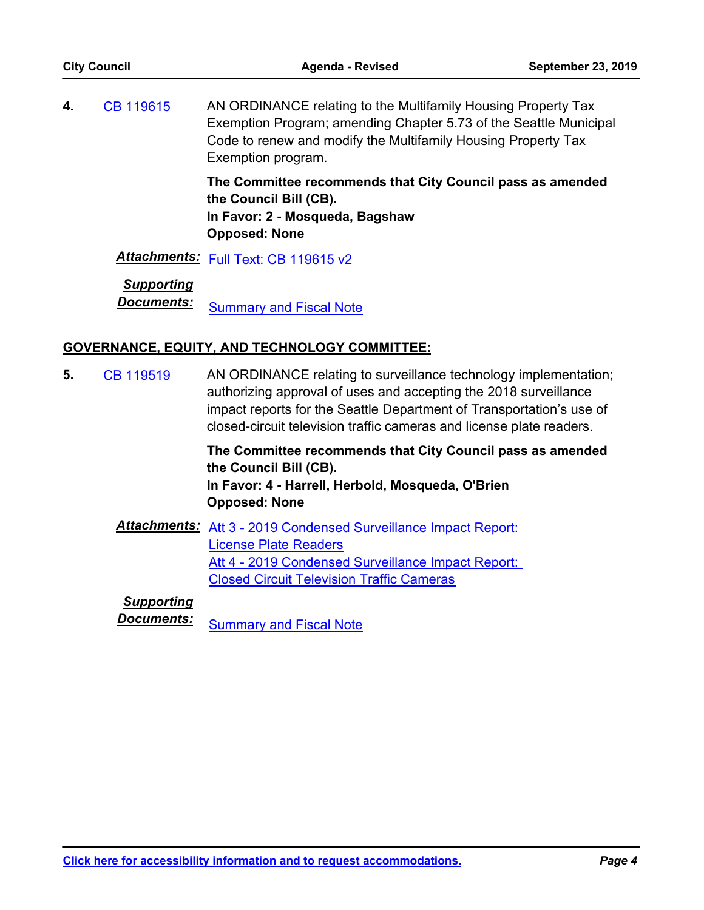**4.** CB 119615

AN ORDINANCE relating to the Multifamily Housing Property Tax Exemption Program; amending Chapter 5.73 of the Seattle Municipal Code to renew and modify the Multifamily Housing Property Tax Exemption program.

**The Committee recommends that City Council pass as amended the Council Bill (CB).**
**In Favor: 2 - Mosqueda, Bagshaw**
**Opposed: None**

***Attachments:*** Full Text: CB 119615 v2

***Supporting Documents:*** Summary and Fiscal Note

## GOVERNANCE, EQUITY, AND TECHNOLOGY COMMITTEE:

**5.** CB 119519

AN ORDINANCE relating to surveillance technology implementation; authorizing approval of uses and accepting the 2018 surveillance impact reports for the Seattle Department of Transportation's use of closed-circuit television traffic cameras and license plate readers.

**The Committee recommends that City Council pass as amended the Council Bill (CB).**
**In Favor: 4 - Harrell, Herbold, Mosqueda, O'Brien**
**Opposed: None**

***Attachments:*** Att 3 - 2019 Condensed Surveillance Impact Report: License Plate Readers
Att 4 - 2019 Condensed Surveillance Impact Report: Closed Circuit Television Traffic Cameras

***Supporting Documents:*** Summary and Fiscal Note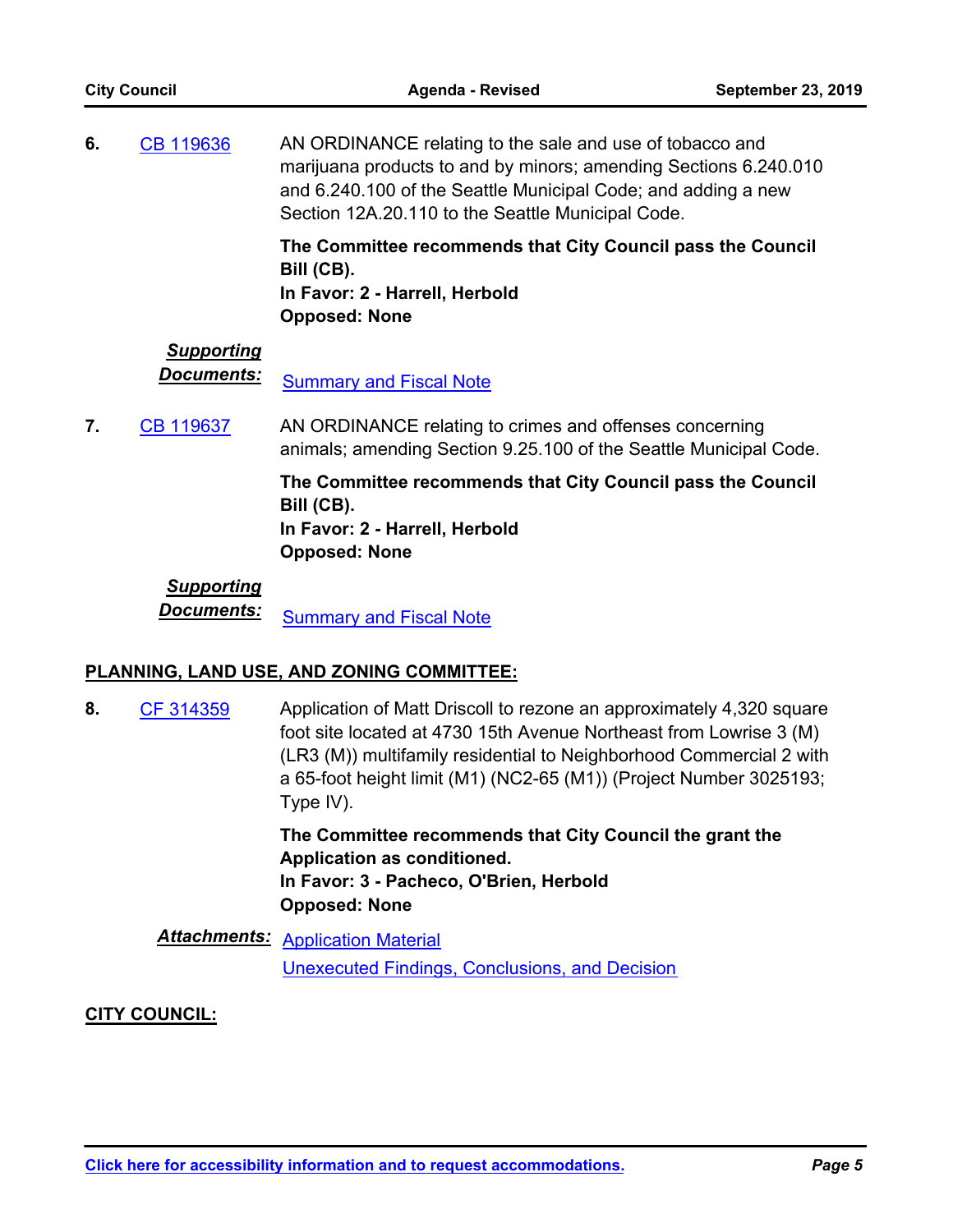**6.** CB 119636

AN ORDINANCE relating to the sale and use of tobacco and marijuana products to and by minors; amending Sections 6.240.010 and 6.240.100 of the Seattle Municipal Code; and adding a new Section 12A.20.110 to the Seattle Municipal Code.

**The Committee recommends that City Council pass the Council Bill (CB).**
**In Favor: 2 - Harrell, Herbold**
**Opposed: None**

***Supporting Documents:*** Summary and Fiscal Note

**7.** CB 119637

AN ORDINANCE relating to crimes and offenses concerning animals; amending Section 9.25.100 of the Seattle Municipal Code.

**The Committee recommends that City Council pass the Council Bill (CB).**
**In Favor: 2 - Harrell, Herbold**
**Opposed: None**

***Supporting Documents:*** Summary and Fiscal Note

**PLANNING, LAND USE, AND ZONING COMMITTEE:**

**8.** CF 314359

Application of Matt Driscoll to rezone an approximately 4,320 square foot site located at 4730 15th Avenue Northeast from Lowrise 3 (M) (LR3 (M)) multifamily residential to Neighborhood Commercial 2 with a 65-foot height limit (M1) (NC2-65 (M1)) (Project Number 3025193; Type IV).

**The Committee recommends that City Council the grant the Application as conditioned.**
**In Favor: 3 - Pacheco, O'Brien, Herbold**
**Opposed: None**

***Attachments:*** Application Material
Unexecuted Findings, Conclusions, and Decision

**CITY COUNCIL:**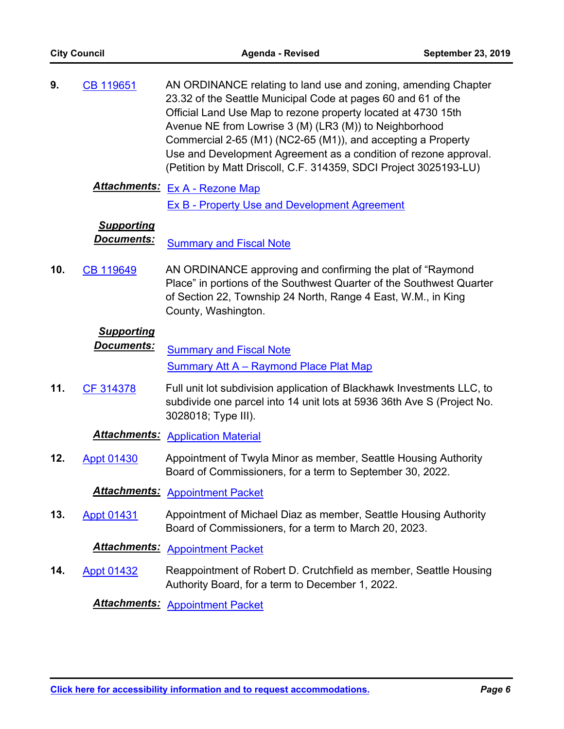**9.** CB 119651

AN ORDINANCE relating to land use and zoning, amending Chapter 23.32 of the Seattle Municipal Code at pages 60 and 61 of the Official Land Use Map to rezone property located at 4730 15th Avenue NE from Lowrise 3 (M) (LR3 (M)) to Neighborhood Commercial 2-65 (M1) (NC2-65 (M1)), and accepting a Property Use and Development Agreement as a condition of rezone approval. (Petition by Matt Driscoll, C.F. 314359, SDCI Project 3025193-LU)

***Attachments:*** Ex A - Rezone Map
Ex B - Property Use and Development Agreement

***Supporting Documents:*** Summary and Fiscal Note

**10.** CB 119649

AN ORDINANCE approving and confirming the plat of "Raymond Place" in portions of the Southwest Quarter of the Southwest Quarter of Section 22, Township 24 North, Range 4 East, W.M., in King County, Washington.

***Supporting Documents:*** Summary and Fiscal Note
Summary Att A – Raymond Place Plat Map

**11.** CF 314378

Full unit lot subdivision application of Blackhawk Investments LLC, to subdivide one parcel into 14 unit lots at 5936 36th Ave S (Project No. 3028018; Type III).

***Attachments:*** Application Material

**12.** Appt 01430

Appointment of Twyla Minor as member, Seattle Housing Authority Board of Commissioners, for a term to September 30, 2022.

***Attachments:*** Appointment Packet

**13.** Appt 01431

Appointment of Michael Diaz as member, Seattle Housing Authority Board of Commissioners, for a term to March 20, 2023.

***Attachments:*** Appointment Packet

**14.** Appt 01432

Reappointment of Robert D. Crutchfield as member, Seattle Housing Authority Board, for a term to December 1, 2022.

***Attachments:*** Appointment Packet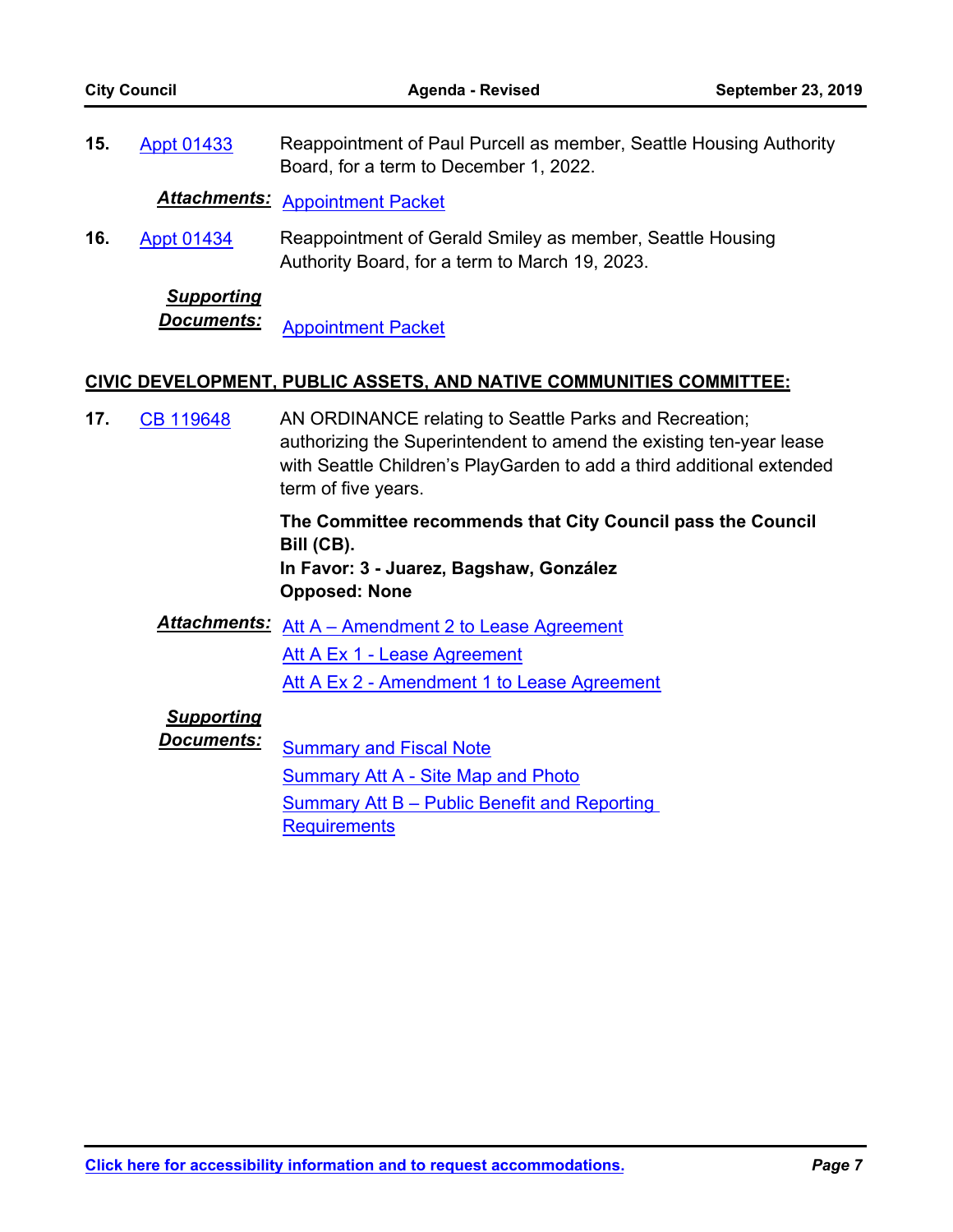**15.** Appt 01433 Reappointment of Paul Purcell as member, Seattle Housing Authority Board, for a term to December 1, 2022.

***Attachments:*** Appointment Packet

**16.** Appt 01434 Reappointment of Gerald Smiley as member, Seattle Housing Authority Board, for a term to March 19, 2023.

***Supporting Documents:*** Appointment Packet

**CIVIC DEVELOPMENT, PUBLIC ASSETS, AND NATIVE COMMUNITIES COMMITTEE:**

**17.** CB 119648 AN ORDINANCE relating to Seattle Parks and Recreation; authorizing the Superintendent to amend the existing ten-year lease with Seattle Children's PlayGarden to add a third additional extended term of five years.

**The Committee recommends that City Council pass the Council Bill (CB).**
**In Favor: 3 - Juarez, Bagshaw, González**
**Opposed: None**

***Attachments:*** Att A – Amendment 2 to Lease Agreement
Att A Ex 1 - Lease Agreement
Att A Ex 2 - Amendment 1 to Lease Agreement

***Supporting Documents:*** Summary and Fiscal Note
Summary Att A - Site Map and Photo
Summary Att B – Public Benefit and Reporting Requirements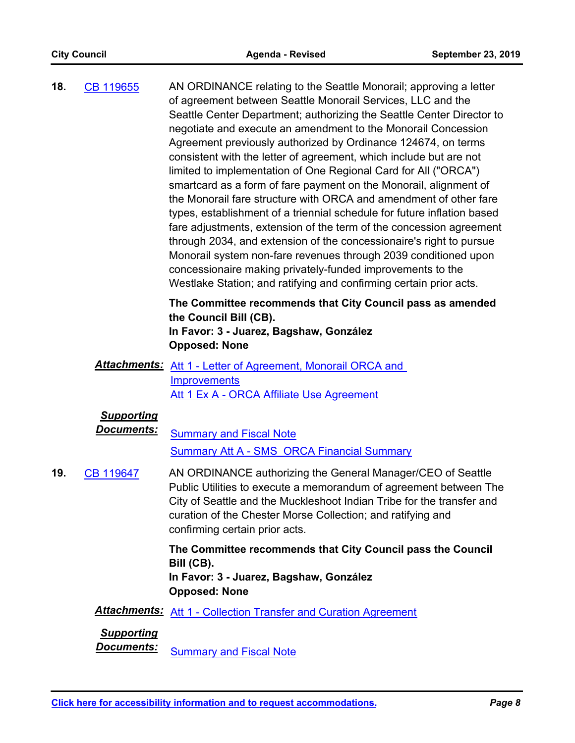**18.** CB 119655

AN ORDINANCE relating to the Seattle Monorail; approving a letter of agreement between Seattle Monorail Services, LLC and the Seattle Center Department; authorizing the Seattle Center Director to negotiate and execute an amendment to the Monorail Concession Agreement previously authorized by Ordinance 124674, on terms consistent with the letter of agreement, which include but are not limited to implementation of One Regional Card for All ("ORCA") smartcard as a form of fare payment on the Monorail, alignment of the Monorail fare structure with ORCA and amendment of other fare types, establishment of a triennial schedule for future inflation based fare adjustments, extension of the term of the concession agreement through 2034, and extension of the concessionaire's right to pursue Monorail system non-fare revenues through 2039 conditioned upon concessionaire making privately-funded improvements to the Westlake Station; and ratifying and confirming certain prior acts.

**The Committee recommends that City Council pass as amended the Council Bill (CB).**
**In Favor: 3 - Juarez, Bagshaw, González**
**Opposed: None**

***Attachments:*** Att 1 - Letter of Agreement, Monorail ORCA and Improvements
Att 1 Ex A - ORCA Affiliate Use Agreement

***Supporting Documents:*** Summary and Fiscal Note
Summary Att A - SMS_ORCA Financial Summary

**19.** CB 119647

AN ORDINANCE authorizing the General Manager/CEO of Seattle Public Utilities to execute a memorandum of agreement between The City of Seattle and the Muckleshoot Indian Tribe for the transfer and curation of the Chester Morse Collection; and ratifying and confirming certain prior acts.

**The Committee recommends that City Council pass the Council Bill (CB).**
**In Favor: 3 - Juarez, Bagshaw, González**
**Opposed: None**

***Attachments:*** Att 1 - Collection Transfer and Curation Agreement

***Supporting Documents:*** Summary and Fiscal Note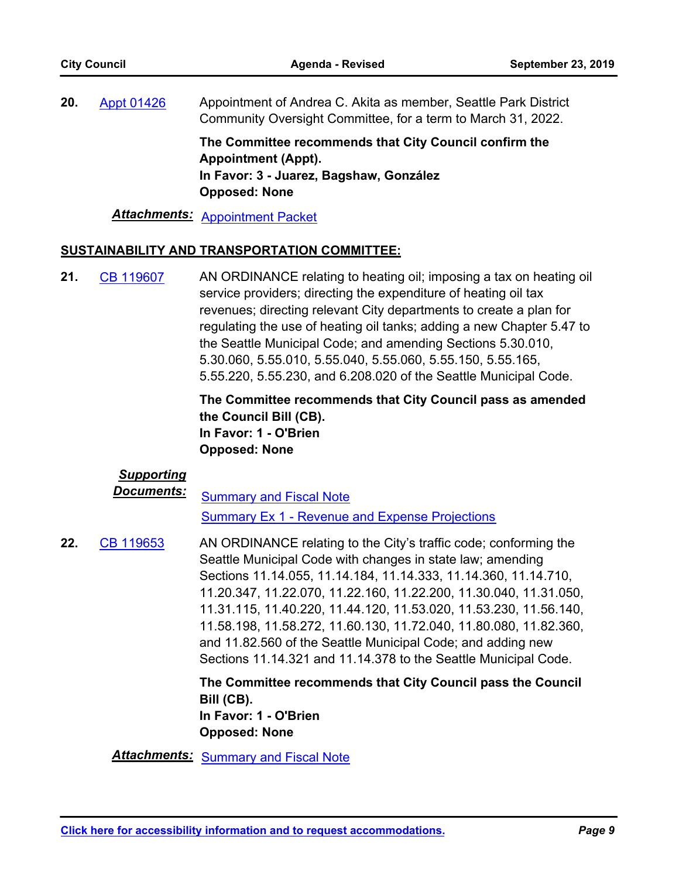**20.** Appt 01426 Appointment of Andrea C. Akita as member, Seattle Park District Community Oversight Committee, for a term to March 31, 2022.

**The Committee recommends that City Council confirm the Appointment (Appt).**
**In Favor: 3 - Juarez, Bagshaw, González**
**Opposed: None**

***Attachments:*** Appointment Packet

**SUSTAINABILITY AND TRANSPORTATION COMMITTEE:**

**21.** CB 119607 AN ORDINANCE relating to heating oil; imposing a tax on heating oil service providers; directing the expenditure of heating oil tax revenues; directing relevant City departments to create a plan for regulating the use of heating oil tanks; adding a new Chapter 5.47 to the Seattle Municipal Code; and amending Sections 5.30.010, 5.30.060, 5.55.010, 5.55.040, 5.55.060, 5.55.150, 5.55.165, 5.55.220, 5.55.230, and 6.208.020 of the Seattle Municipal Code.

**The Committee recommends that City Council pass as amended the Council Bill (CB).**
**In Favor: 1 - O'Brien**
**Opposed: None**

***Supporting Documents:*** Summary and Fiscal Note
Summary Ex 1 - Revenue and Expense Projections

**22.** CB 119653 AN ORDINANCE relating to the City's traffic code; conforming the Seattle Municipal Code with changes in state law; amending Sections 11.14.055, 11.14.184, 11.14.333, 11.14.360, 11.14.710, 11.20.347, 11.22.070, 11.22.160, 11.22.200, 11.30.040, 11.31.050, 11.31.115, 11.40.220, 11.44.120, 11.53.020, 11.53.230, 11.56.140, 11.58.198, 11.58.272, 11.60.130, 11.72.040, 11.80.080, 11.82.360, and 11.82.560 of the Seattle Municipal Code; and adding new Sections 11.14.321 and 11.14.378 to the Seattle Municipal Code.

**The Committee recommends that City Council pass the Council Bill (CB).**
**In Favor: 1 - O'Brien**
**Opposed: None**

***Attachments:*** Summary and Fiscal Note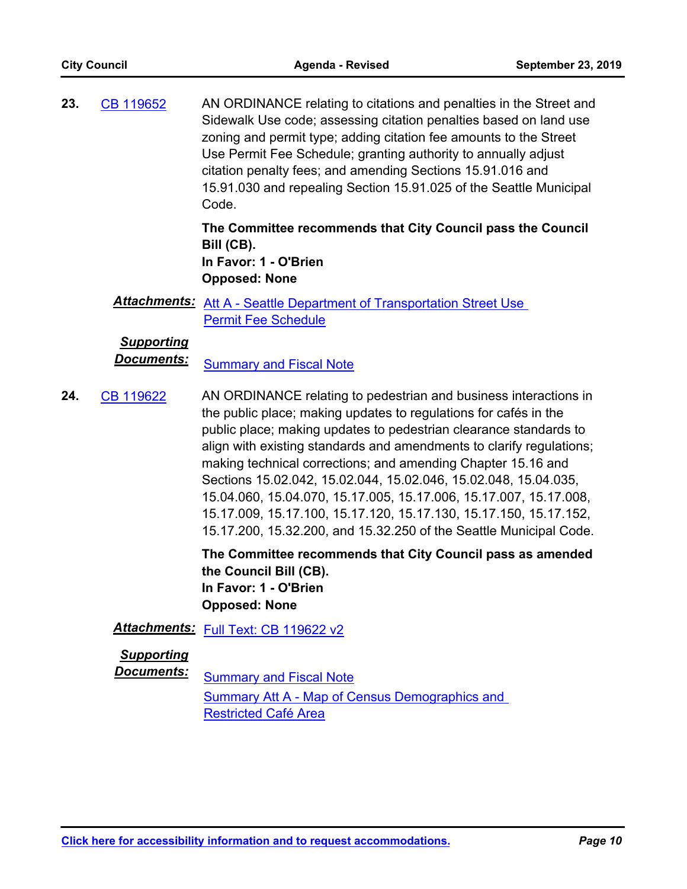**23.** CB 119652

AN ORDINANCE relating to citations and penalties in the Street and Sidewalk Use code; assessing citation penalties based on land use zoning and permit type; adding citation fee amounts to the Street Use Permit Fee Schedule; granting authority to annually adjust citation penalty fees; and amending Sections 15.91.016 and 15.91.030 and repealing Section 15.91.025 of the Seattle Municipal Code.

**The Committee recommends that City Council pass the Council Bill (CB).**
**In Favor: 1 - O'Brien**
**Opposed: None**

***Attachments:*** Att A - Seattle Department of Transportation Street Use Permit Fee Schedule

***Supporting Documents:*** Summary and Fiscal Note

**24.** CB 119622

AN ORDINANCE relating to pedestrian and business interactions in the public place; making updates to regulations for cafés in the public place; making updates to pedestrian clearance standards to align with existing standards and amendments to clarify regulations; making technical corrections; and amending Chapter 15.16 and Sections 15.02.042, 15.02.044, 15.02.046, 15.02.048, 15.04.035, 15.04.060, 15.04.070, 15.17.005, 15.17.006, 15.17.007, 15.17.008, 15.17.009, 15.17.100, 15.17.120, 15.17.130, 15.17.150, 15.17.152, 15.17.200, 15.32.200, and 15.32.250 of the Seattle Municipal Code.

**The Committee recommends that City Council pass as amended the Council Bill (CB).**
**In Favor: 1 - O'Brien**
**Opposed: None**

***Attachments:*** Full Text: CB 119622 v2

***Supporting Documents:*** Summary and Fiscal Note
Summary Att A - Map of Census Demographics and Restricted Café Area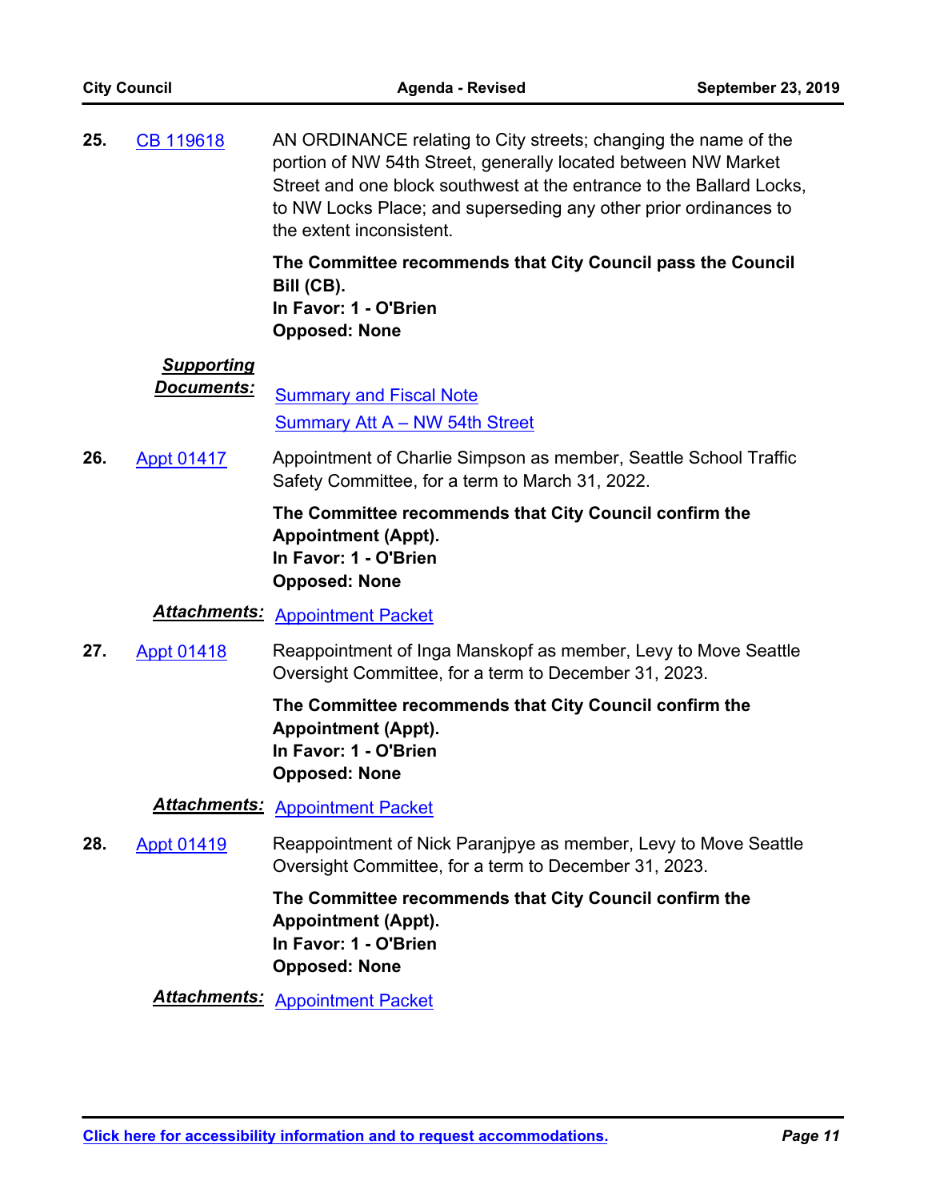**25.** CB 119618

AN ORDINANCE relating to City streets; changing the name of the portion of NW 54th Street, generally located between NW Market Street and one block southwest at the entrance to the Ballard Locks, to NW Locks Place; and superseding any other prior ordinances to the extent inconsistent.

**The Committee recommends that City Council pass the Council Bill (CB).**
**In Favor: 1 - O'Brien**
**Opposed: None**

***Supporting Documents:*** Summary and Fiscal Note
Summary Att A – NW 54th Street

**26.** Appt 01417

Appointment of Charlie Simpson as member, Seattle School Traffic Safety Committee, for a term to March 31, 2022.

**The Committee recommends that City Council confirm the Appointment (Appt).**
**In Favor: 1 - O'Brien**
**Opposed: None**

***Attachments:*** Appointment Packet

**27.** Appt 01418

Reappointment of Inga Manskopf as member, Levy to Move Seattle Oversight Committee, for a term to December 31, 2023.

**The Committee recommends that City Council confirm the Appointment (Appt).**
**In Favor: 1 - O'Brien**
**Opposed: None**

***Attachments:*** Appointment Packet

**28.** Appt 01419

Reappointment of Nick Paranjpye as member, Levy to Move Seattle Oversight Committee, for a term to December 31, 2023.

**The Committee recommends that City Council confirm the Appointment (Appt).**
**In Favor: 1 - O'Brien**
**Opposed: None**

***Attachments:*** Appointment Packet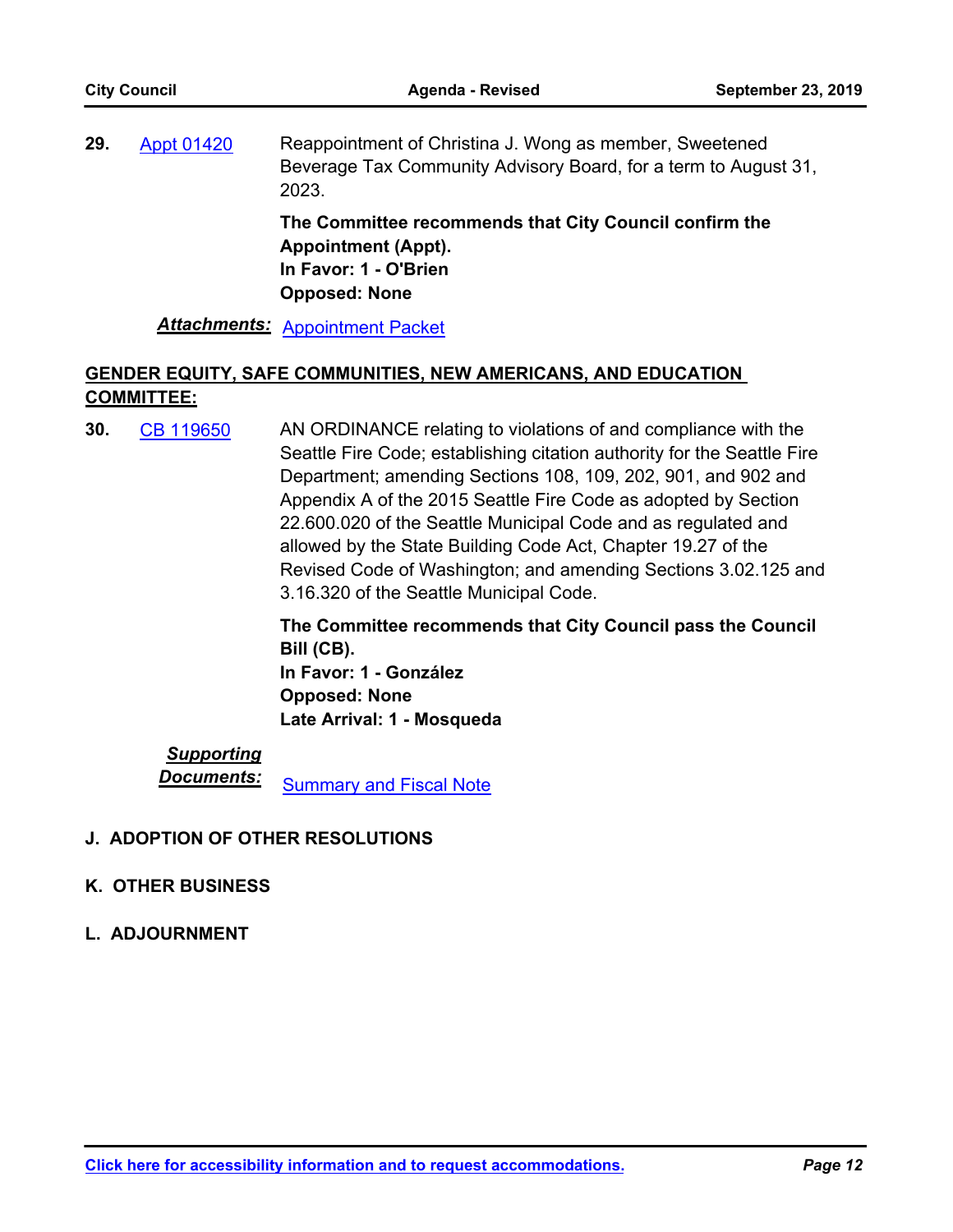**29.** Appt 01420 Reappointment of Christina J. Wong as member, Sweetened Beverage Tax Community Advisory Board, for a term to August 31, 2023.

**The Committee recommends that City Council confirm the Appointment (Appt).**
**In Favor: 1 - O'Brien**
**Opposed: None**

***Attachments:*** Appointment Packet

**GENDER EQUITY, SAFE COMMUNITIES, NEW AMERICANS, AND EDUCATION COMMITTEE:**

**30.** CB 119650 AN ORDINANCE relating to violations of and compliance with the Seattle Fire Code; establishing citation authority for the Seattle Fire Department; amending Sections 108, 109, 202, 901, and 902 and Appendix A of the 2015 Seattle Fire Code as adopted by Section 22.600.020 of the Seattle Municipal Code and as regulated and allowed by the State Building Code Act, Chapter 19.27 of the Revised Code of Washington; and amending Sections 3.02.125 and 3.16.320 of the Seattle Municipal Code.

**The Committee recommends that City Council pass the Council Bill (CB).**
**In Favor: 1 - González**
**Opposed: None**
**Late Arrival: 1 - Mosqueda**

***Supporting Documents:*** Summary and Fiscal Note

## J. ADOPTION OF OTHER RESOLUTIONS

## K. OTHER BUSINESS

## L. ADJOURNMENT

Click here for accessibility information and to request accommodations.